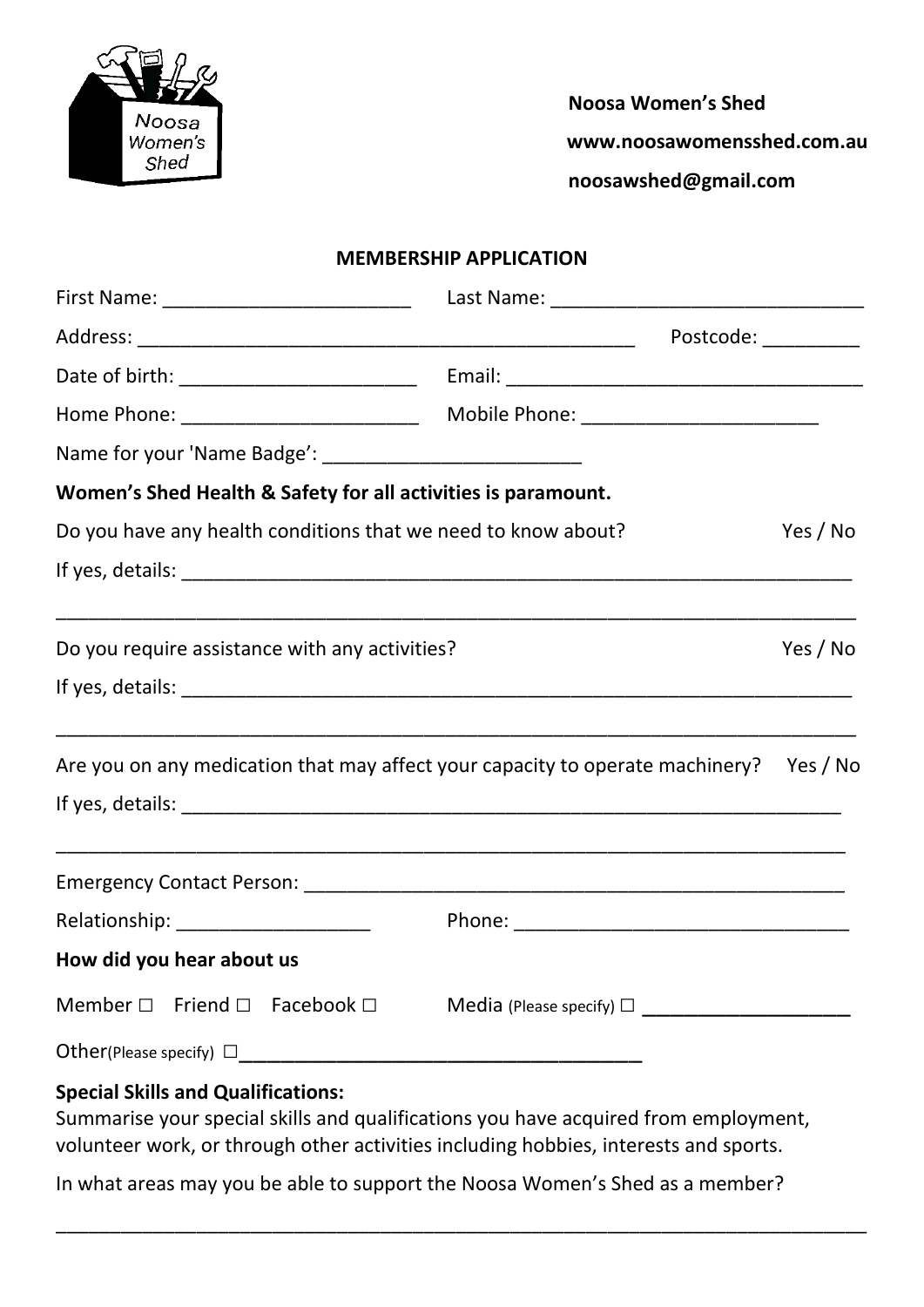**Noosa Women's Shed**

**www.noosawomensshed.com.au**

**noosawshed@gmail.com**

## MEMBERSHIP APPLICATION

First Name: ______________________ Last Name: ____________________________

Address: ______________________________________________ Postcode: _________

Date of birth: _____________________ Email: ________________________________

Home Phone: ______________________ Mobile Phone: _____________________

Name for your 'Name Badge': ________________________

**Women's Shed Health & Safety for all activities is paramount.**

Do you have any health conditions that we need to know about? Yes / No

If yes, details: ______________________________________________________________

______________________________________________________________________________

Do you require assistance with any activities? Yes / No

If yes, details: ______________________________________________________________

______________________________________________________________________________

Are you on any medication that may affect your capacity to operate machinery? Yes / No

If yes, details: ______________________________________________________________

______________________________________________________________________________

Emergency Contact Person: __________________________________________________

Relationship: __________________ Phone: ______________________________

**How did you hear about us**

Member ☐ Friend ☐ Facebook ☐ Media (Please specify) ☐ ___________________

Other(Please specify) ☐____________________________________

**Special Skills and Qualifications:**

Summarise your special skills and qualifications you have acquired from employment, volunteer work, or through other activities including hobbies, interests and sports.

In what areas may you be able to support the Noosa Women's Shed as a member?

______________________________________________________________________________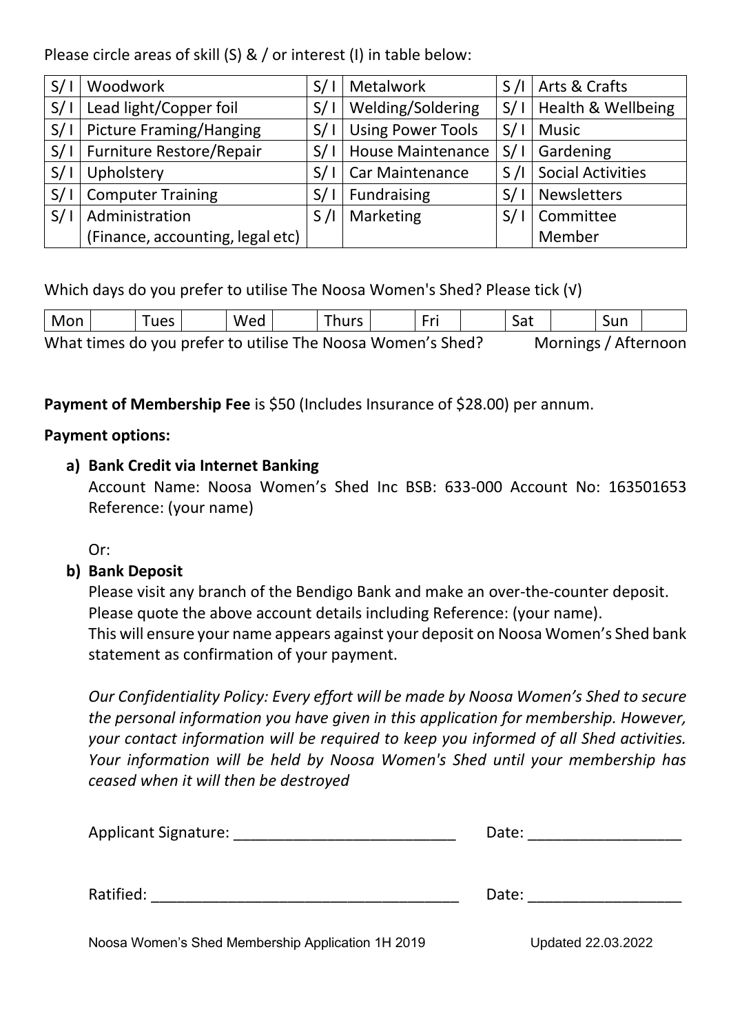Please circle areas of skill (S) & / or interest (I) in table below:

| | | | | | |
|---|---|---|---|---|---|
| S/ I | Woodwork | S/ I | Metalwork | S /I | Arts & Crafts |
| S/ I | Lead light/Copper foil | S/ I | Welding/Soldering | S/ I | Health & Wellbeing |
| S/ I | Picture Framing/Hanging | S/ I | Using Power Tools | S/ I | Music |
| S/ I | Furniture Restore/Repair | S/ I | House Maintenance | S/ I | Gardening |
| S/ I | Upholstery | S/ I | Car Maintenance | S /I | Social Activities |
| S/ I | Computer Training | S/ I | Fundraising | S/ I | Newsletters |
| S/ I | Administration (Finance, accounting, legal etc) | S /I | Marketing | S/ I | Committee Member |

Which days do you prefer to utilise The Noosa Women's Shed? Please tick (√)

| | | | | | | | | | | | | | |
|---|---|---|---|---|---|---|---|---|---|---|---|---|---|
| Mon | | Tues | | Wed | | Thurs | | Fri | | Sat | | Sun | |

What times do you prefer to utilise The Noosa Women's Shed? Mornings / Afternoon

**Payment of Membership Fee** is $50 (Includes Insurance of $28.00) per annum.

**Payment options:**

**a) Bank Credit via Internet Banking**

Account Name: Noosa Women's Shed Inc BSB: 633-000 Account No: 163501653 Reference: (your name)

Or:

**b) Bank Deposit**

Please visit any branch of the Bendigo Bank and make an over-the-counter deposit.
Please quote the above account details including Reference: (your name).
This will ensure your name appears against your deposit on Noosa Women's Shed bank statement as confirmation of your payment.

*Our Confidentiality Policy: Every effort will be made by Noosa Women's Shed to secure the personal information you have given in this application for membership. However, your contact information will be required to keep you informed of all Shed activities. Your information will be held by Noosa Women's Shed until your membership has ceased when it will then be destroyed*

Applicant Signature: ___________________________ Date: ___________________

Ratified: _____________________________________ Date: ___________________

Noosa Women's Shed Membership Application 1H 2019 Updated 22.03.2022